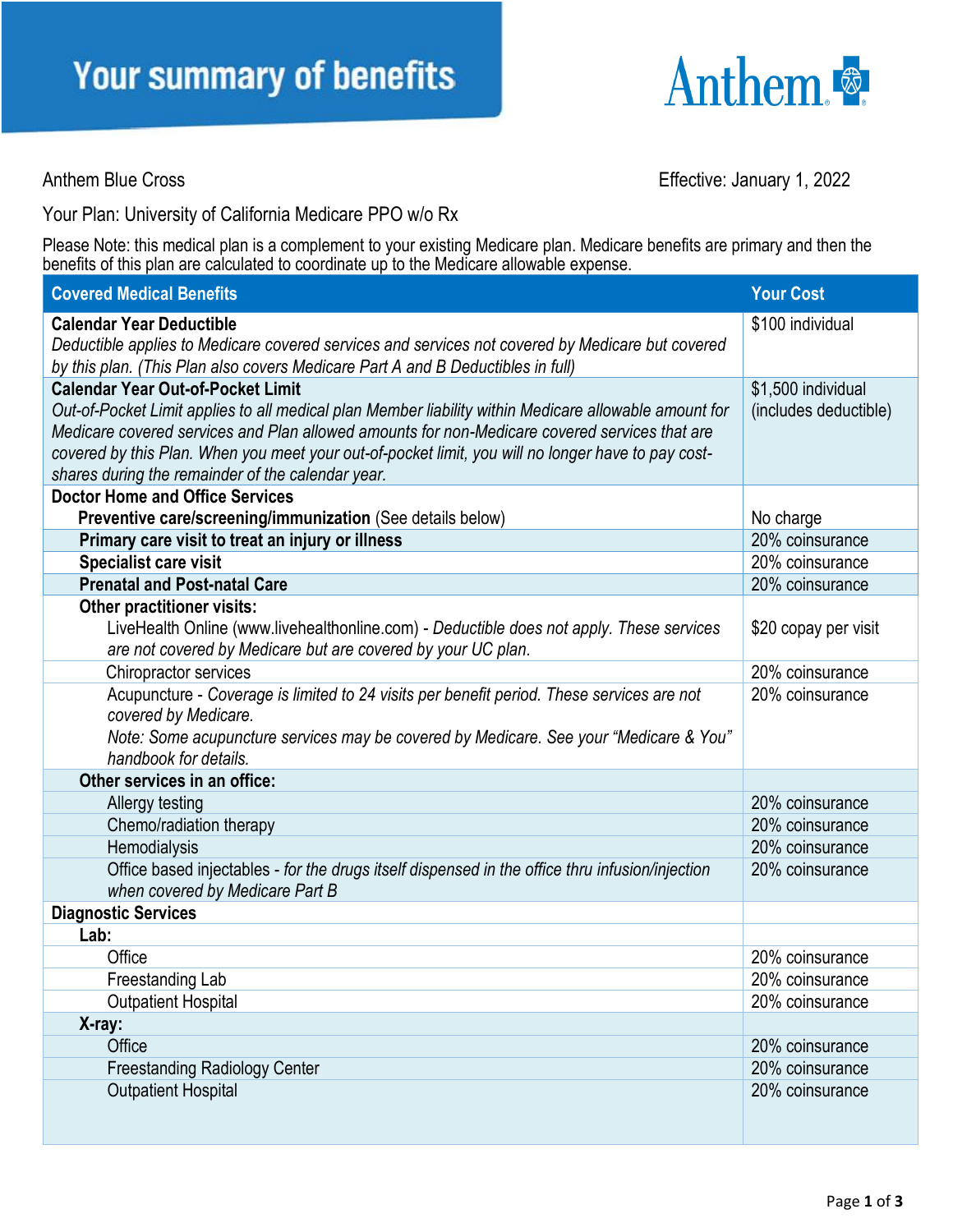# Your summary of benefits

Anthem

Anthem Blue Cross

Effective: January 1, 2022

Your Plan: University of California Medicare PPO w/o Rx

Please Note: this medical plan is a complement to your existing Medicare plan. Medicare benefits are primary and then the benefits of this plan are calculated to coordinate up to the Medicare allowable expense.

| Covered Medical Benefits | Your Cost |
|---|---|
| **Calendar Year Deductible**<br>*Deductible applies to Medicare covered services and services not covered by Medicare but covered by this plan. (This Plan also covers Medicare Part A and B Deductibles in full)* | $100 individual |
| **Calendar Year Out-of-Pocket Limit**<br>*Out-of-Pocket Limit applies to all medical plan Member liability within Medicare allowable amount for Medicare covered services and Plan allowed amounts for non-Medicare covered services that are covered by this Plan. When you meet your out-of-pocket limit, you will no longer have to pay cost-shares during the remainder of the calendar year.* | $1,500 individual (includes deductible) |
| **Doctor Home and Office Services** | |
| **Preventive care/screening/immunization** (See details below) | No charge |
| **Primary care visit to treat an injury or illness** | 20% coinsurance |
| **Specialist care visit** | 20% coinsurance |
| **Prenatal and Post-natal Care** | 20% coinsurance |
| **Other practitioner visits:** | |
| LiveHealth Online (www.livehealthonline.com) - *Deductible does not apply. These services are not covered by Medicare but are covered by your UC plan.* | $20 copay per visit |
| Chiropractor services | 20% coinsurance |
| Acupuncture - *Coverage is limited to 24 visits per benefit period. These services are not covered by Medicare.*<br>*Note: Some acupuncture services may be covered by Medicare. See your "Medicare & You" handbook for details.* | 20% coinsurance |
| **Other services in an office:** | |
| Allergy testing | 20% coinsurance |
| Chemo/radiation therapy | 20% coinsurance |
| Hemodialysis | 20% coinsurance |
| Office based injectables - *for the drugs itself dispensed in the office thru infusion/injection when covered by Medicare Part B* | 20% coinsurance |
| **Diagnostic Services** | |
| **Lab:** | |
| Office | 20% coinsurance |
| Freestanding Lab | 20% coinsurance |
| Outpatient Hospital | 20% coinsurance |
| **X-ray:** | |
| Office | 20% coinsurance |
| Freestanding Radiology Center | 20% coinsurance |
| Outpatient Hospital | 20% coinsurance |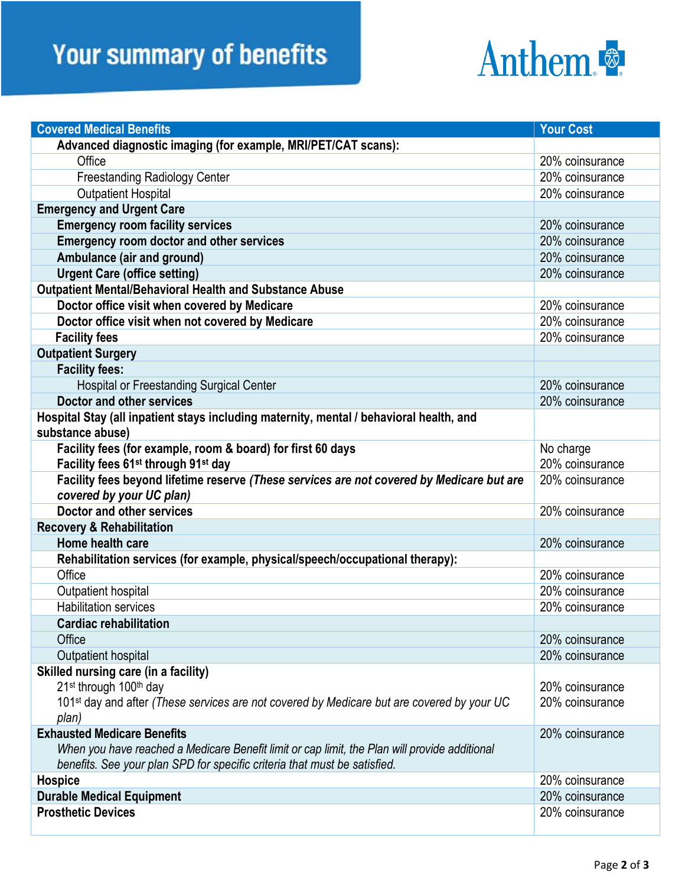# Your summary of benefits

Anthem

| Covered Medical Benefits | Your Cost |
|---|---|
| **Advanced diagnostic imaging (for example, MRI/PET/CAT scans):** | |
| Office | 20% coinsurance |
| Freestanding Radiology Center | 20% coinsurance |
| Outpatient Hospital | 20% coinsurance |
| **Emergency and Urgent Care** | |
| **Emergency room facility services** | 20% coinsurance |
| **Emergency room doctor and other services** | 20% coinsurance |
| **Ambulance (air and ground)** | 20% coinsurance |
| **Urgent Care (office setting)** | 20% coinsurance |
| **Outpatient Mental/Behavioral Health and Substance Abuse** | |
| **Doctor office visit when covered by Medicare** | 20% coinsurance |
| **Doctor office visit when not covered by Medicare** | 20% coinsurance |
| **Facility fees** | 20% coinsurance |
| **Outpatient Surgery** | |
| **Facility fees:** | |
| Hospital or Freestanding Surgical Center | 20% coinsurance |
| **Doctor and other services** | 20% coinsurance |
| **Hospital Stay (all inpatient stays including maternity, mental / behavioral health, and substance abuse)** | |
| **Facility fees (for example, room & board) for first 60 days** | No charge |
| **Facility fees 61st through 91st day** | 20% coinsurance |
| **Facility fees beyond lifetime reserve *(These services are not covered by Medicare but are covered by your UC plan)*** | 20% coinsurance |
| **Doctor and other services** | 20% coinsurance |
| **Recovery & Rehabilitation** | |
| **Home health care** | 20% coinsurance |
| **Rehabilitation services (for example, physical/speech/occupational therapy):** | |
| Office | 20% coinsurance |
| Outpatient hospital | 20% coinsurance |
| Habilitation services | 20% coinsurance |
| **Cardiac rehabilitation** | |
| Office | 20% coinsurance |
| Outpatient hospital | 20% coinsurance |
| **Skilled nursing care (in a facility)** | |
| 21st through 100th day | 20% coinsurance |
| 101st day and after *(These services are not covered by Medicare but are covered by your UC plan)* | 20% coinsurance |
| **Exhausted Medicare Benefits** *When you have reached a Medicare Benefit limit or cap limit, the Plan will provide additional benefits. See your plan SPD for specific criteria that must be satisfied.* | 20% coinsurance |
| **Hospice** | 20% coinsurance |
| **Durable Medical Equipment** | 20% coinsurance |
| **Prosthetic Devices** | 20% coinsurance |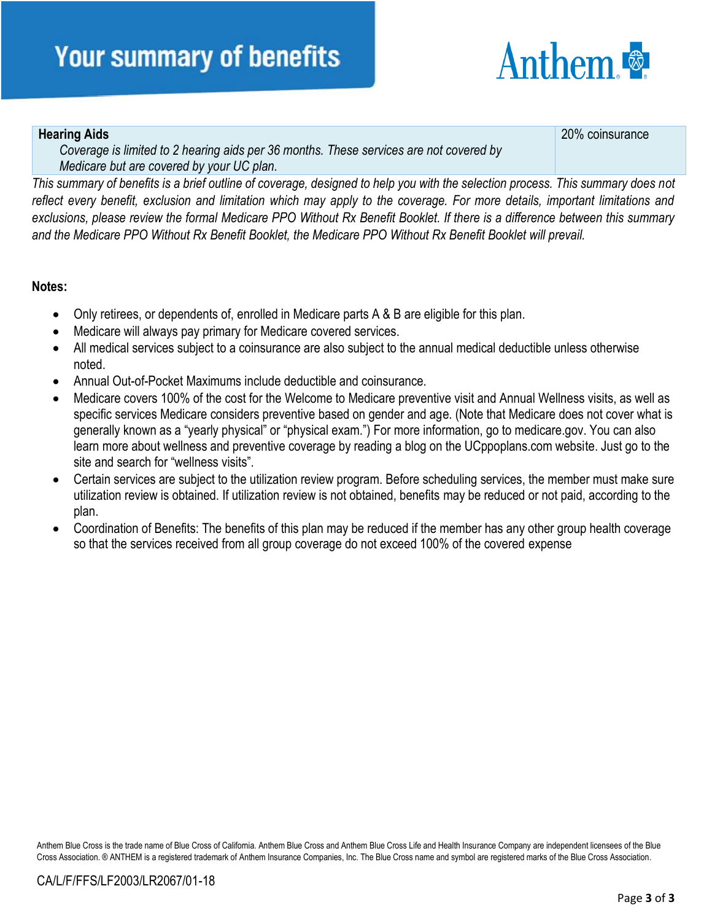# Your summary of benefits

| | |
|---|---|
| **Hearing Aids**<br>*Coverage is limited to 2 hearing aids per 36 months. These services are not covered by Medicare but are covered by your UC plan.* | 20% coinsurance |

*This summary of benefits is a brief outline of coverage, designed to help you with the selection process. This summary does not reflect every benefit, exclusion and limitation which may apply to the coverage. For more details, important limitations and exclusions, please review the formal Medicare PPO Without Rx Benefit Booklet. If there is a difference between this summary and the Medicare PPO Without Rx Benefit Booklet, the Medicare PPO Without Rx Benefit Booklet will prevail.*

**Notes:**

- Only retirees, or dependents of, enrolled in Medicare parts A & B are eligible for this plan.
- Medicare will always pay primary for Medicare covered services.
- All medical services subject to a coinsurance are also subject to the annual medical deductible unless otherwise noted.
- Annual Out-of-Pocket Maximums include deductible and coinsurance.
- Medicare covers 100% of the cost for the Welcome to Medicare preventive visit and Annual Wellness visits, as well as specific services Medicare considers preventive based on gender and age. (Note that Medicare does not cover what is generally known as a "yearly physical" or "physical exam.") For more information, go to medicare.gov. You can also learn more about wellness and preventive coverage by reading a blog on the UCppoplans.com website. Just go to the site and search for "wellness visits".
- Certain services are subject to the utilization review program. Before scheduling services, the member must make sure utilization review is obtained. If utilization review is not obtained, benefits may be reduced or not paid, according to the plan.
- Coordination of Benefits: The benefits of this plan may be reduced if the member has any other group health coverage so that the services received from all group coverage do not exceed 100% of the covered expense

Anthem Blue Cross is the trade name of Blue Cross of California. Anthem Blue Cross and Anthem Blue Cross Life and Health Insurance Company are independent licensees of the Blue Cross Association. ® ANTHEM is a registered trademark of Anthem Insurance Companies, Inc. The Blue Cross name and symbol are registered marks of the Blue Cross Association.

CA/L/F/FFS/LF2003/LR2067/01-18